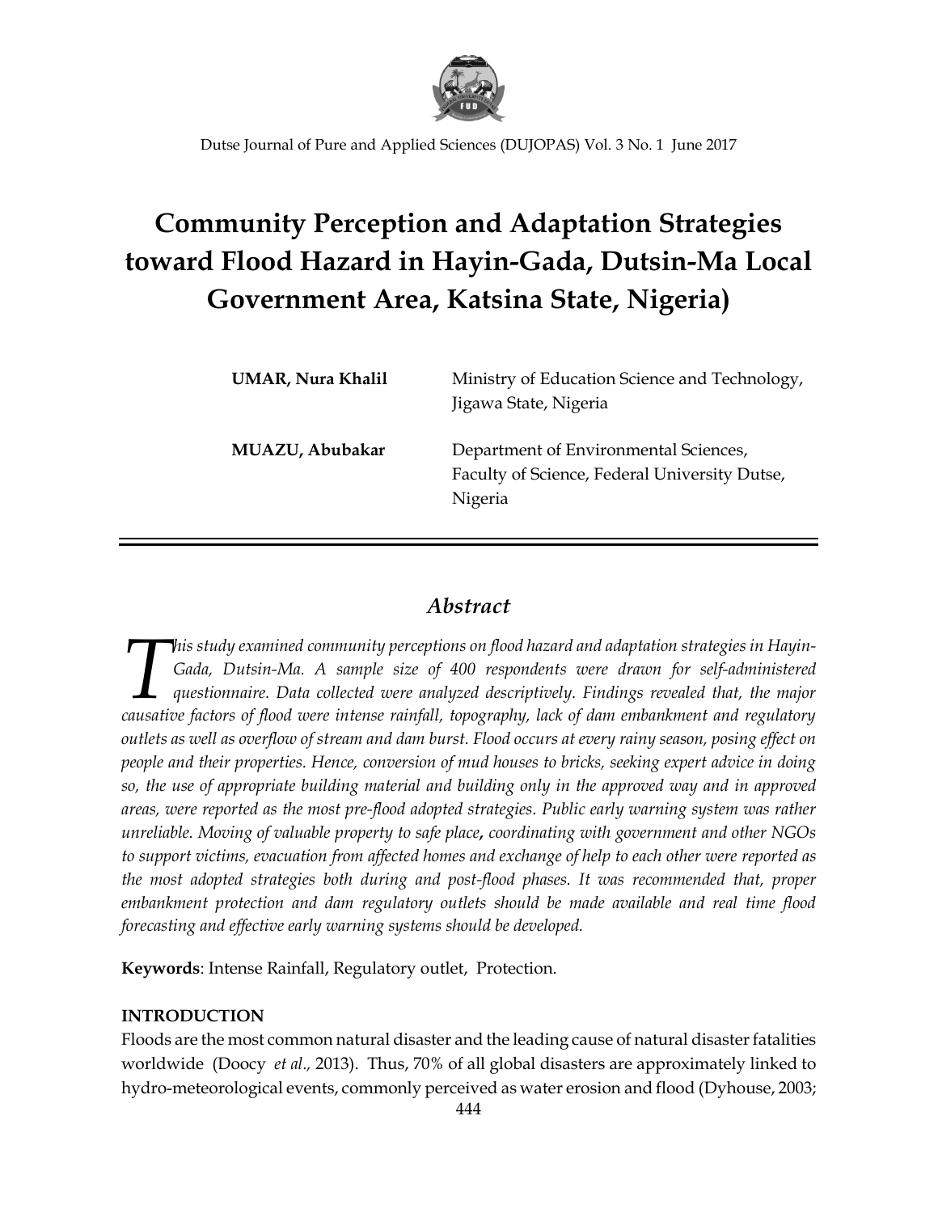# Community Perception and Adaptation Strategies toward Flood Hazard in Hayin-Gada, Dutsin-Ma Local Government Area, Katsina State, Nigeria)

**UMAR, Nura Khalil** — Ministry of Education Science and Technology, Jigawa State, Nigeria

**MUAZU, Abubakar** — Department of Environmental Sciences, Faculty of Science, Federal University Dutse, Nigeria

## *Abstract*

*This study examined community perceptions on flood hazard and adaptation strategies in Hayin-Gada, Dutsin-Ma. A sample size of 400 respondents were drawn for self-administered questionnaire. Data collected were analyzed descriptively. Findings revealed that, the major causative factors of flood were intense rainfall, topography, lack of dam embankment and regulatory outlets as well as overflow of stream and dam burst. Flood occurs at every rainy season, posing effect on people and their properties. Hence, conversion of mud houses to bricks, seeking expert advice in doing so, the use of appropriate building material and building only in the approved way and in approved areas, were reported as the most pre-flood adopted strategies. Public early warning system was rather unreliable. Moving of valuable property to safe place*, *coordinating with government and other NGOs to support victims, evacuation from affected homes and exchange of help to each other were reported as the most adopted strategies both during and post-flood phases. It was recommended that, proper embankment protection and dam regulatory outlets should be made available and real time flood forecasting and effective early warning systems should be developed.*

**Keywords**: Intense Rainfall, Regulatory outlet, Protection.

## INTRODUCTION

Floods are the most common natural disaster and the leading cause of natural disaster fatalities worldwide (Doocy *et al.*, 2013). Thus, 70% of all global disasters are approximately linked to hydro-meteorological events, commonly perceived as water erosion and flood (Dyhouse, 2003;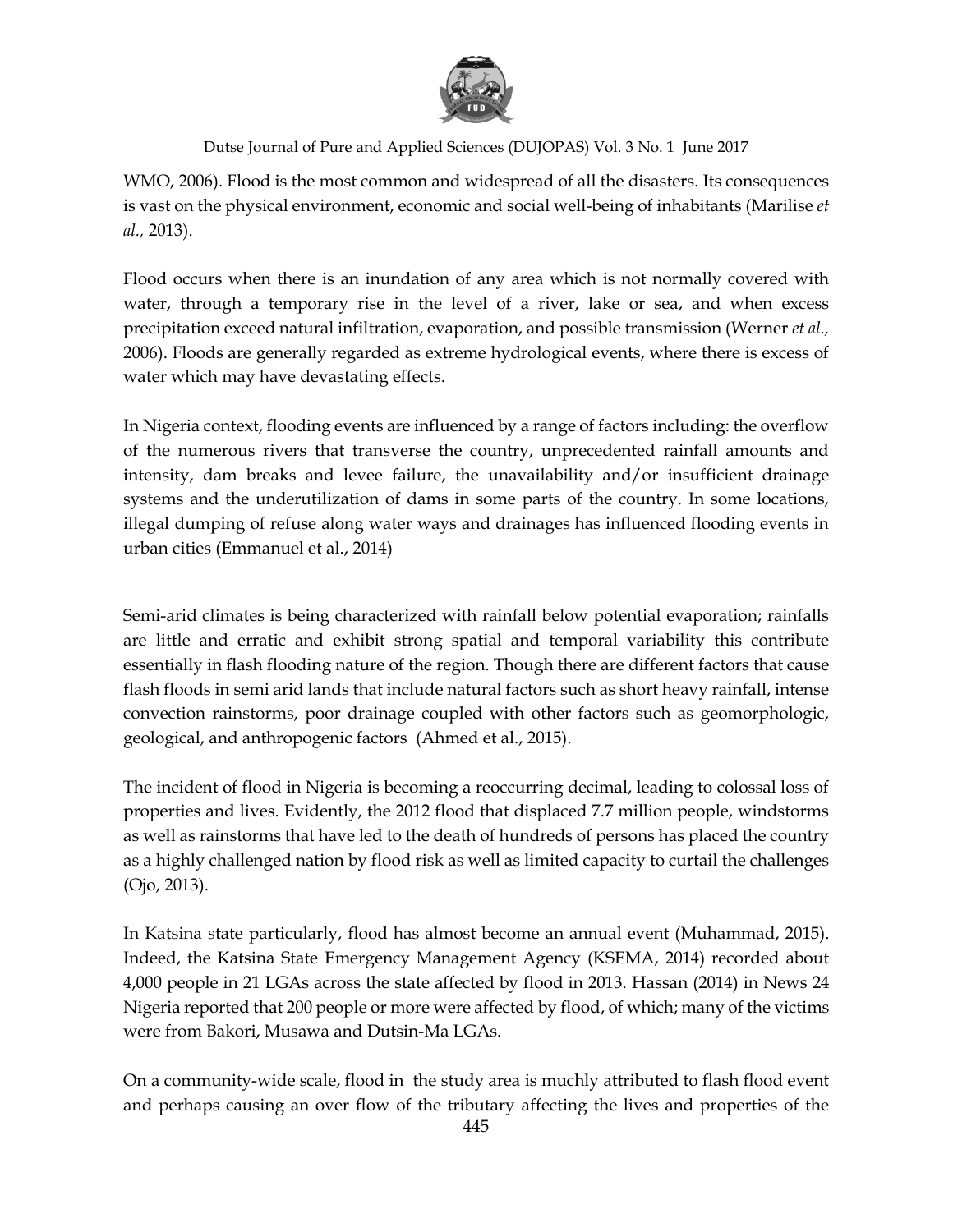WMO, 2006). Flood is the most common and widespread of all the disasters. Its consequences is vast on the physical environment, economic and social well-being of inhabitants (Marilise *et al.,* 2013).

Flood occurs when there is an inundation of any area which is not normally covered with water, through a temporary rise in the level of a river, lake or sea, and when excess precipitation exceed natural infiltration, evaporation, and possible transmission (Werner *et al.,* 2006). Floods are generally regarded as extreme hydrological events, where there is excess of water which may have devastating effects.

In Nigeria context, flooding events are influenced by a range of factors including: the overflow of the numerous rivers that transverse the country, unprecedented rainfall amounts and intensity, dam breaks and levee failure, the unavailability and/or insufficient drainage systems and the underutilization of dams in some parts of the country. In some locations, illegal dumping of refuse along water ways and drainages has influenced flooding events in urban cities (Emmanuel et al., 2014)

Semi-arid climates is being characterized with rainfall below potential evaporation; rainfalls are little and erratic and exhibit strong spatial and temporal variability this contribute essentially in flash flooding nature of the region. Though there are different factors that cause flash floods in semi arid lands that include natural factors such as short heavy rainfall, intense convection rainstorms, poor drainage coupled with other factors such as geomorphologic, geological, and anthropogenic factors (Ahmed et al., 2015).

The incident of flood in Nigeria is becoming a reoccurring decimal, leading to colossal loss of properties and lives. Evidently, the 2012 flood that displaced 7.7 million people, windstorms as well as rainstorms that have led to the death of hundreds of persons has placed the country as a highly challenged nation by flood risk as well as limited capacity to curtail the challenges (Ojo, 2013).

In Katsina state particularly, flood has almost become an annual event (Muhammad, 2015). Indeed, the Katsina State Emergency Management Agency (KSEMA, 2014) recorded about 4,000 people in 21 LGAs across the state affected by flood in 2013. Hassan (2014) in News 24 Nigeria reported that 200 people or more were affected by flood, of which; many of the victims were from Bakori, Musawa and Dutsin-Ma LGAs.

On a community-wide scale, flood in the study area is muchly attributed to flash flood event and perhaps causing an over flow of the tributary affecting the lives and properties of the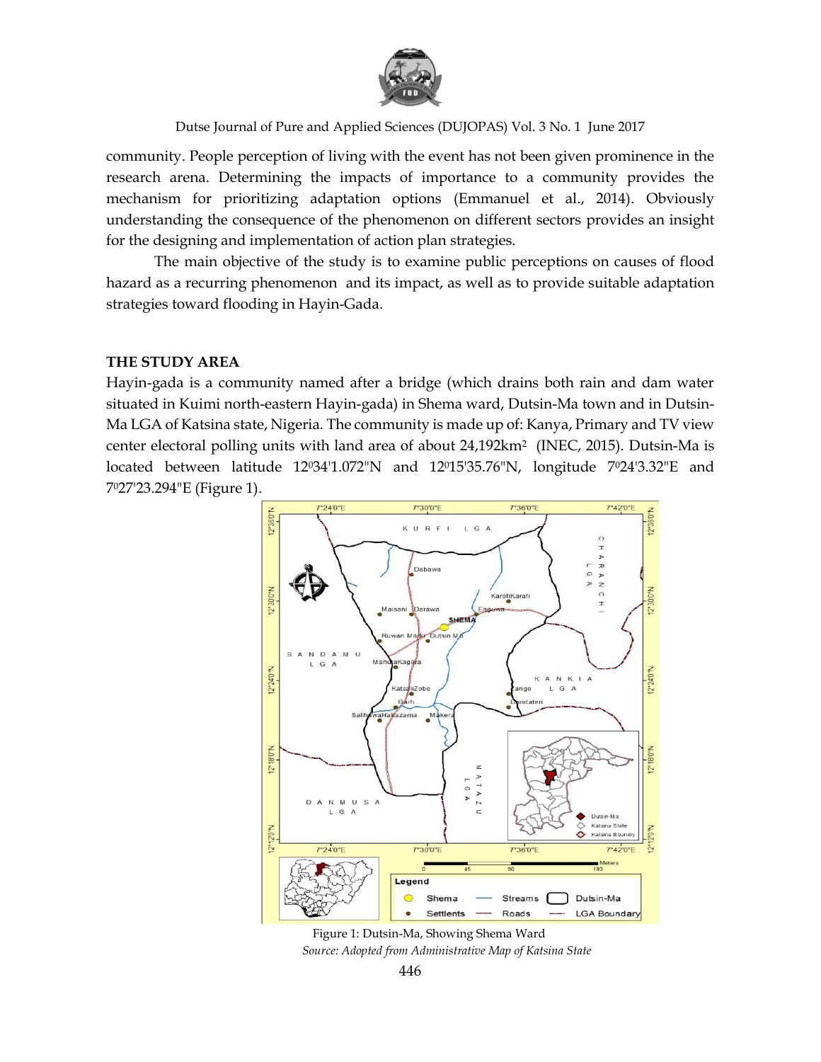community. People perception of living with the event has not been given prominence in the research arena. Determining the impacts of importance to a community provides the mechanism for prioritizing adaptation options (Emmanuel et al., 2014). Obviously understanding the consequence of the phenomenon on different sectors provides an insight for the designing and implementation of action plan strategies.

The main objective of the study is to examine public perceptions on causes of flood hazard as a recurring phenomenon and its impact, as well as to provide suitable adaptation strategies toward flooding in Hayin-Gada.

## THE STUDY AREA

Hayin-gada is a community named after a bridge (which drains both rain and dam water situated in Kuimi north-eastern Hayin-gada) in Shema ward, Dutsin-Ma town and in Dutsin-Ma LGA of Katsina state, Nigeria. The community is made up of: Kanya, Primary and TV view center electoral polling units with land area of about 24,192km$^2$ (INEC, 2015). Dutsin-Ma is located between latitude $12^0$34'1.072"N and $12^0$15'35.76"N, longitude $7^0$24'3.32"E and $7^0$27'23.294"E (Figure 1).

Figure 1: Dutsin-Ma, Showing Shema Ward

*Source: Adopted from Administrative Map of Katsina State*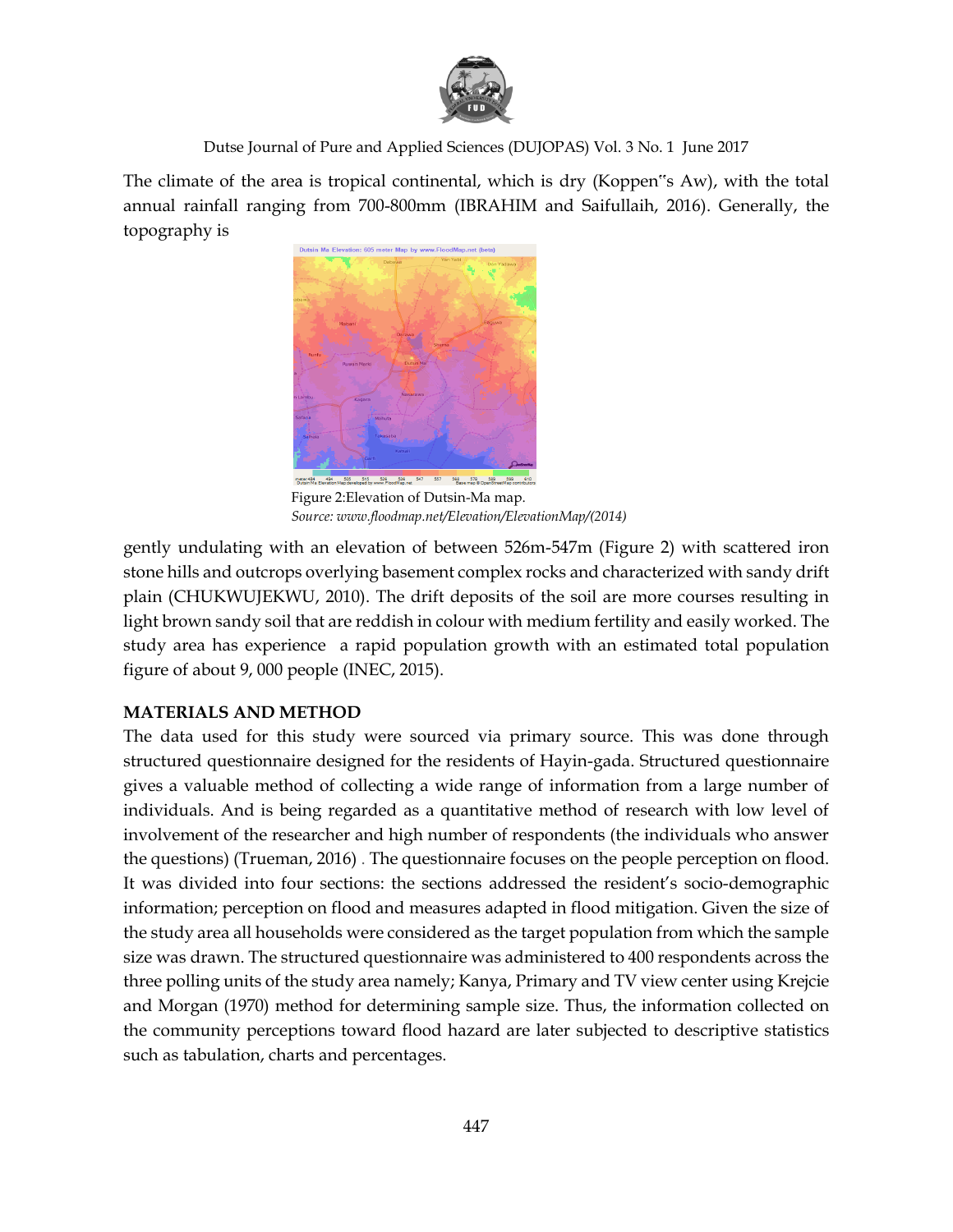The climate of the area is tropical continental, which is dry (Koppen"s Aw), with the total annual rainfall ranging from 700-800mm (IBRAHIM and Saifullaih, 2016). Generally, the topography is

Figure 2:Elevation of Dutsin-Ma map.
*Source: www.floodmap.net/Elevation/ElevationMap/(2014)*

gently undulating with an elevation of between 526m-547m (Figure 2) with scattered iron stone hills and outcrops overlying basement complex rocks and characterized with sandy drift plain (CHUKWUJEKWU, 2010). The drift deposits of the soil are more courses resulting in light brown sandy soil that are reddish in colour with medium fertility and easily worked. The study area has experience a rapid population growth with an estimated total population figure of about 9, 000 people (INEC, 2015).

## MATERIALS AND METHOD

The data used for this study were sourced via primary source. This was done through structured questionnaire designed for the residents of Hayin-gada. Structured questionnaire gives a valuable method of collecting a wide range of information from a large number of individuals. And is being regarded as a quantitative method of research with low level of involvement of the researcher and high number of respondents (the individuals who answer the questions) (Trueman, 2016) . The questionnaire focuses on the people perception on flood. It was divided into four sections: the sections addressed the resident's socio-demographic information; perception on flood and measures adapted in flood mitigation. Given the size of the study area all households were considered as the target population from which the sample size was drawn. The structured questionnaire was administered to 400 respondents across the three polling units of the study area namely; Kanya, Primary and TV view center using Krejcie and Morgan (1970) method for determining sample size. Thus, the information collected on the community perceptions toward flood hazard are later subjected to descriptive statistics such as tabulation, charts and percentages.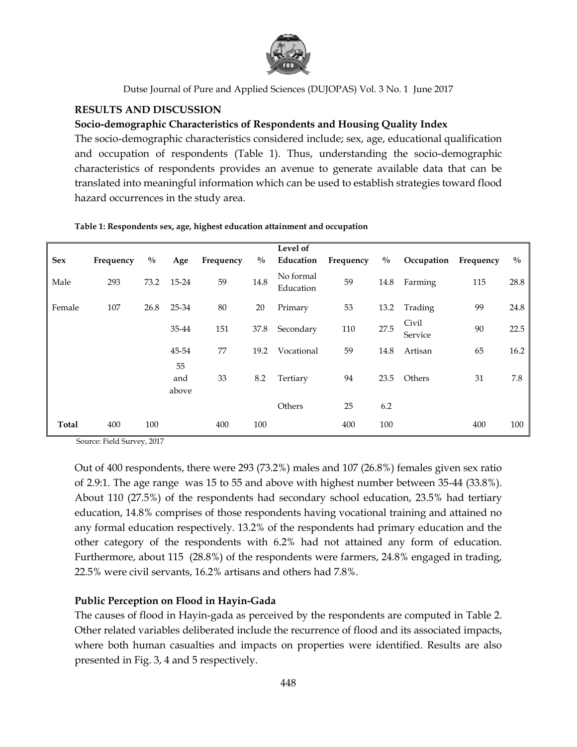## RESULTS AND DISCUSSION

### Socio-demographic Characteristics of Respondents and Housing Quality Index

The socio-demographic characteristics considered include; sex, age, educational qualification and occupation of respondents (Table 1). Thus, understanding the socio-demographic characteristics of respondents provides an avenue to generate available data that can be translated into meaningful information which can be used to establish strategies toward flood hazard occurrences in the study area.

**Table 1: Respondents sex, age, highest education attainment and occupation**

| Sex | Frequency | % | Age | Frequency | % | Level of Education | Frequency | % | Occupation | Frequency | % |
|---|---|---|---|---|---|---|---|---|---|---|---|
| Male | 293 | 73.2 | 15-24 | 59 | 14.8 | No formal Education | 59 | 14.8 | Farming | 115 | 28.8 |
| Female | 107 | 26.8 | 25-34 | 80 | 20 | Primary | 53 | 13.2 | Trading | 99 | 24.8 |
| | | | 35-44 | 151 | 37.8 | Secondary | 110 | 27.5 | Civil Service | 90 | 22.5 |
| | | | 45-54 | 77 | 19.2 | Vocational | 59 | 14.8 | Artisan | 65 | 16.2 |
| | | | 55 and above | 33 | 8.2 | Tertiary | 94 | 23.5 | Others | 31 | 7.8 |
| | | | | | | Others | 25 | 6.2 | | | |
| **Total** | 400 | 100 | | 400 | 100 | | 400 | 100 | | 400 | 100 |

Source: Field Survey, 2017

Out of 400 respondents, there were 293 (73.2%) males and 107 (26.8%) females given sex ratio of 2.9:1. The age range was 15 to 55 and above with highest number between 35-44 (33.8%). About 110 (27.5%) of the respondents had secondary school education, 23.5% had tertiary education, 14.8% comprises of those respondents having vocational training and attained no any formal education respectively. 13.2% of the respondents had primary education and the other category of the respondents with 6.2% had not attained any form of education. Furthermore, about 115 (28.8%) of the respondents were farmers, 24.8% engaged in trading, 22.5% were civil servants, 16.2% artisans and others had 7.8%.

### Public Perception on Flood in Hayin-Gada

The causes of flood in Hayin-gada as perceived by the respondents are computed in Table 2. Other related variables deliberated include the recurrence of flood and its associated impacts, where both human casualties and impacts on properties were identified. Results are also presented in Fig. 3, 4 and 5 respectively.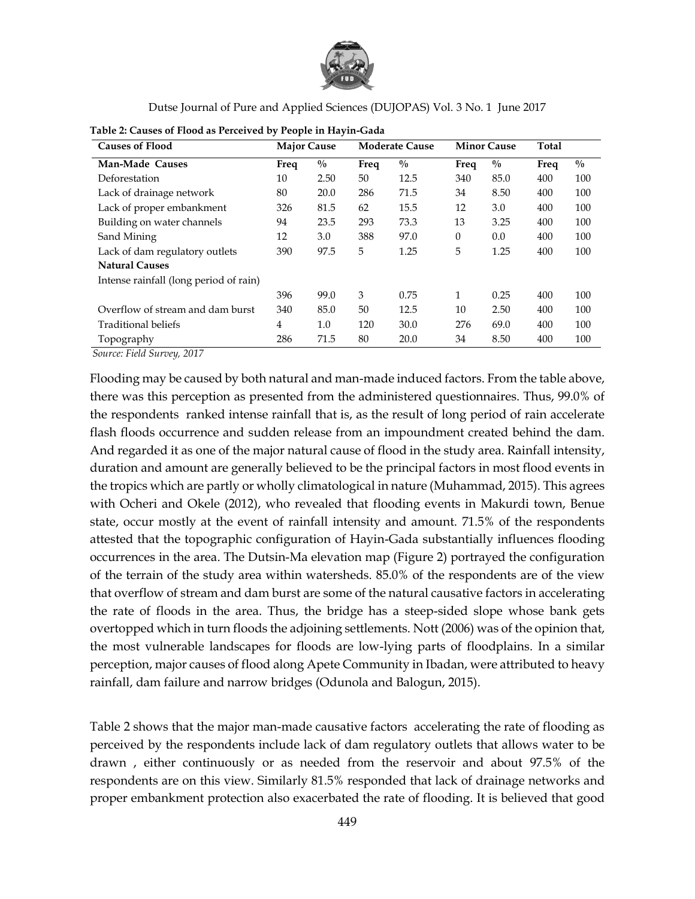**Table 2: Causes of Flood as Perceived by People in Hayin-Gada**

| Causes of Flood | Major Cause | | Moderate Cause | | Minor Cause | | Total | |
|---|---|---|---|---|---|---|---|---|
| **Man-Made Causes** | **Freq** | **%** | **Freq** | **%** | **Freq** | **%** | **Freq** | **%** |
| Deforestation | 10 | 2.50 | 50 | 12.5 | 340 | 85.0 | 400 | 100 |
| Lack of drainage network | 80 | 20.0 | 286 | 71.5 | 34 | 8.50 | 400 | 100 |
| Lack of proper embankment | 326 | 81.5 | 62 | 15.5 | 12 | 3.0 | 400 | 100 |
| Building on water channels | 94 | 23.5 | 293 | 73.3 | 13 | 3.25 | 400 | 100 |
| Sand Mining | 12 | 3.0 | 388 | 97.0 | 0 | 0.0 | 400 | 100 |
| Lack of dam regulatory outlets | 390 | 97.5 | 5 | 1.25 | 5 | 1.25 | 400 | 100 |
| **Natural Causes** | | | | | | | | |
| Intense rainfall (long period of rain) | 396 | 99.0 | 3 | 0.75 | 1 | 0.25 | 400 | 100 |
| Overflow of stream and dam burst | 340 | 85.0 | 50 | 12.5 | 10 | 2.50 | 400 | 100 |
| Traditional beliefs | 4 | 1.0 | 120 | 30.0 | 276 | 69.0 | 400 | 100 |
| Topography | 286 | 71.5 | 80 | 20.0 | 34 | 8.50 | 400 | 100 |

*Source: Field Survey, 2017*

Flooding may be caused by both natural and man-made induced factors. From the table above, there was this perception as presented from the administered questionnaires. Thus, 99.0% of the respondents ranked intense rainfall that is, as the result of long period of rain accelerate flash floods occurrence and sudden release from an impoundment created behind the dam. And regarded it as one of the major natural cause of flood in the study area. Rainfall intensity, duration and amount are generally believed to be the principal factors in most flood events in the tropics which are partly or wholly climatological in nature (Muhammad, 2015). This agrees with Ocheri and Okele (2012), who revealed that flooding events in Makurdi town, Benue state, occur mostly at the event of rainfall intensity and amount. 71.5% of the respondents attested that the topographic configuration of Hayin-Gada substantially influences flooding occurrences in the area. The Dutsin-Ma elevation map (Figure 2) portrayed the configuration of the terrain of the study area within watersheds. 85.0% of the respondents are of the view that overflow of stream and dam burst are some of the natural causative factors in accelerating the rate of floods in the area. Thus, the bridge has a steep-sided slope whose bank gets overtopped which in turn floods the adjoining settlements. Nott (2006) was of the opinion that, the most vulnerable landscapes for floods are low-lying parts of floodplains. In a similar perception, major causes of flood along Apete Community in Ibadan, were attributed to heavy rainfall, dam failure and narrow bridges (Odunola and Balogun, 2015).

Table 2 shows that the major man-made causative factors accelerating the rate of flooding as perceived by the respondents include lack of dam regulatory outlets that allows water to be drawn , either continuously or as needed from the reservoir and about 97.5% of the respondents are on this view. Similarly 81.5% responded that lack of drainage networks and proper embankment protection also exacerbated the rate of flooding. It is believed that good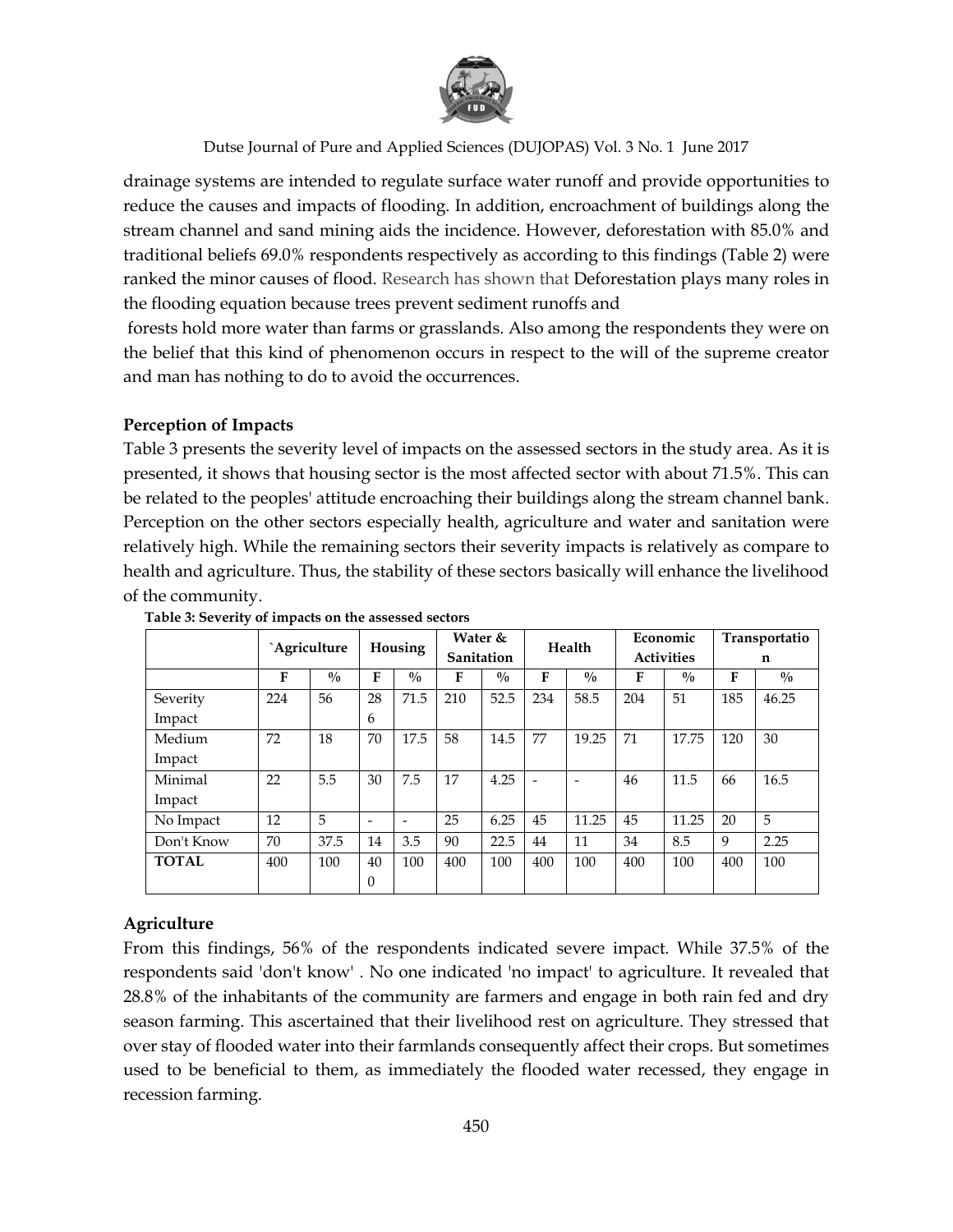drainage systems are intended to regulate surface water runoff and provide opportunities to reduce the causes and impacts of flooding. In addition, encroachment of buildings along the stream channel and sand mining aids the incidence. However, deforestation with 85.0% and traditional beliefs 69.0% respondents respectively as according to this findings (Table 2) were ranked the minor causes of flood. Research has shown that Deforestation plays many roles in the flooding equation because trees prevent sediment runoffs and forests hold more water than farms or grasslands. Also among the respondents they were on the belief that this kind of phenomenon occurs in respect to the will of the supreme creator and man has nothing to do to avoid the occurrences.

### Perception of Impacts

Table 3 presents the severity level of impacts on the assessed sectors in the study area. As it is presented, it shows that housing sector is the most affected sector with about 71.5%. This can be related to the peoples' attitude encroaching their buildings along the stream channel bank. Perception on the other sectors especially health, agriculture and water and sanitation were relatively high. While the remaining sectors their severity impacts is relatively as compare to health and agriculture. Thus, the stability of these sectors basically will enhance the livelihood of the community.

**Table 3: Severity of impacts on the assessed sectors**

| | `Agriculture | | Housing | | Water & Sanitation | | Health | | Economic Activities | | Transportation | |
|---|---|---|---|---|---|---|---|---|---|---|---|---|
| | F | % | F | % | F | % | F | % | F | % | F | % |
| Severity Impact | 224 | 56 | 286 | 71.5 | 210 | 52.5 | 234 | 58.5 | 204 | 51 | 185 | 46.25 |
| Medium Impact | 72 | 18 | 70 | 17.5 | 58 | 14.5 | 77 | 19.25 | 71 | 17.75 | 120 | 30 |
| Minimal Impact | 22 | 5.5 | 30 | 7.5 | 17 | 4.25 | - | - | 46 | 11.5 | 66 | 16.5 |
| No Impact | 12 | 5 | - | - | 25 | 6.25 | 45 | 11.25 | 45 | 11.25 | 20 | 5 |
| Don't Know | 70 | 37.5 | 14 | 3.5 | 90 | 22.5 | 44 | 11 | 34 | 8.5 | 9 | 2.25 |
| **TOTAL** | 400 | 100 | 400 | 100 | 400 | 100 | 400 | 100 | 400 | 100 | 400 | 100 |

### Agriculture

From this findings, 56% of the respondents indicated severe impact. While 37.5% of the respondents said 'don't know' . No one indicated 'no impact' to agriculture. It revealed that 28.8% of the inhabitants of the community are farmers and engage in both rain fed and dry season farming. This ascertained that their livelihood rest on agriculture. They stressed that over stay of flooded water into their farmlands consequently affect their crops. But sometimes used to be beneficial to them, as immediately the flooded water recessed, they engage in recession farming.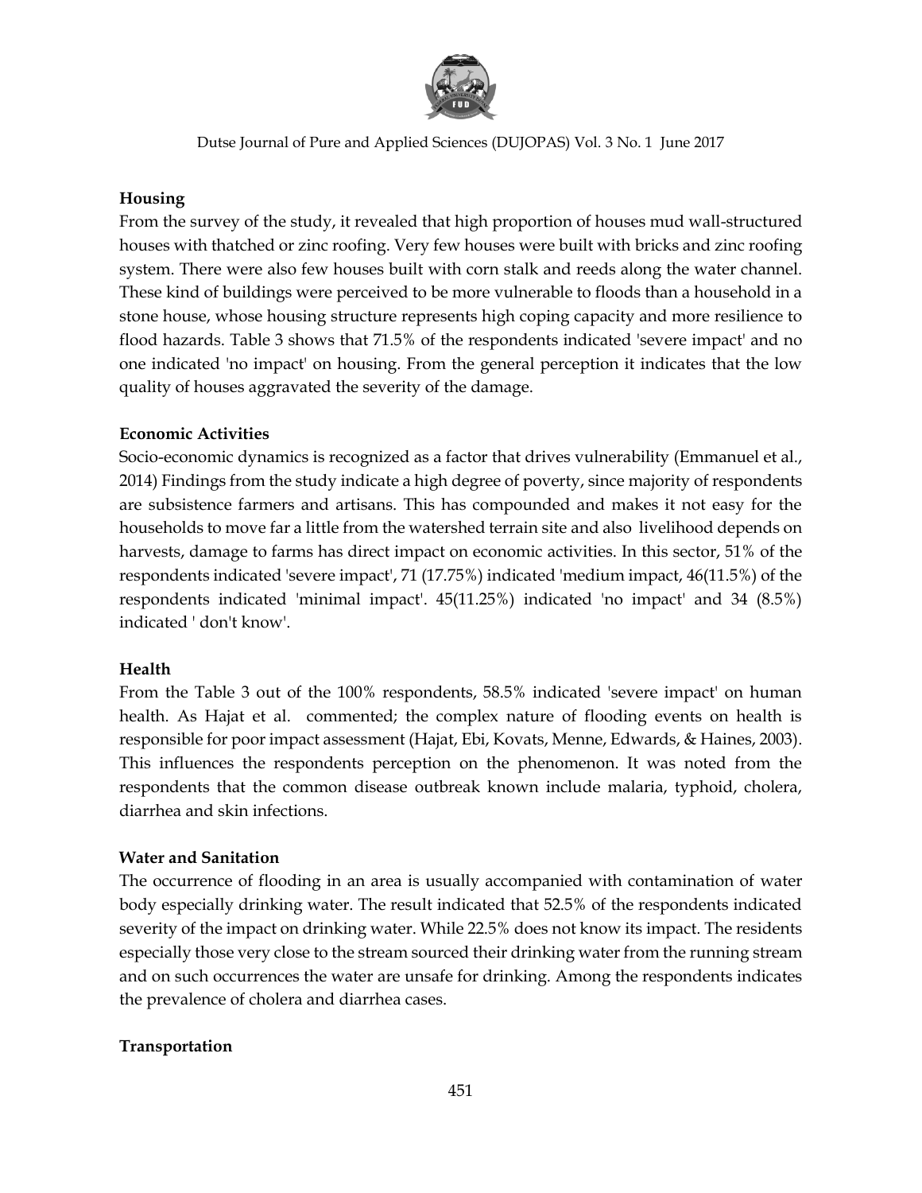**Housing**

From the survey of the study, it revealed that high proportion of houses mud wall-structured houses with thatched or zinc roofing. Very few houses were built with bricks and zinc roofing system. There were also few houses built with corn stalk and reeds along the water channel. These kind of buildings were perceived to be more vulnerable to floods than a household in a stone house, whose housing structure represents high coping capacity and more resilience to flood hazards. Table 3 shows that 71.5% of the respondents indicated 'severe impact' and no one indicated 'no impact' on housing. From the general perception it indicates that the low quality of houses aggravated the severity of the damage.

**Economic Activities**

Socio-economic dynamics is recognized as a factor that drives vulnerability (Emmanuel et al., 2014) Findings from the study indicate a high degree of poverty, since majority of respondents are subsistence farmers and artisans. This has compounded and makes it not easy for the households to move far a little from the watershed terrain site and also livelihood depends on harvests, damage to farms has direct impact on economic activities. In this sector, 51% of the respondents indicated 'severe impact', 71 (17.75%) indicated 'medium impact, 46(11.5%) of the respondents indicated 'minimal impact'. 45(11.25%) indicated 'no impact' and 34 (8.5%) indicated ' don't know'.

**Health**

From the Table 3 out of the 100% respondents, 58.5% indicated 'severe impact' on human health. As Hajat et al. commented; the complex nature of flooding events on health is responsible for poor impact assessment (Hajat, Ebi, Kovats, Menne, Edwards, & Haines, 2003). This influences the respondents perception on the phenomenon. It was noted from the respondents that the common disease outbreak known include malaria, typhoid, cholera, diarrhea and skin infections.

**Water and Sanitation**

The occurrence of flooding in an area is usually accompanied with contamination of water body especially drinking water. The result indicated that 52.5% of the respondents indicated severity of the impact on drinking water. While 22.5% does not know its impact. The residents especially those very close to the stream sourced their drinking water from the running stream and on such occurrences the water are unsafe for drinking. Among the respondents indicates the prevalence of cholera and diarrhea cases.

**Transportation**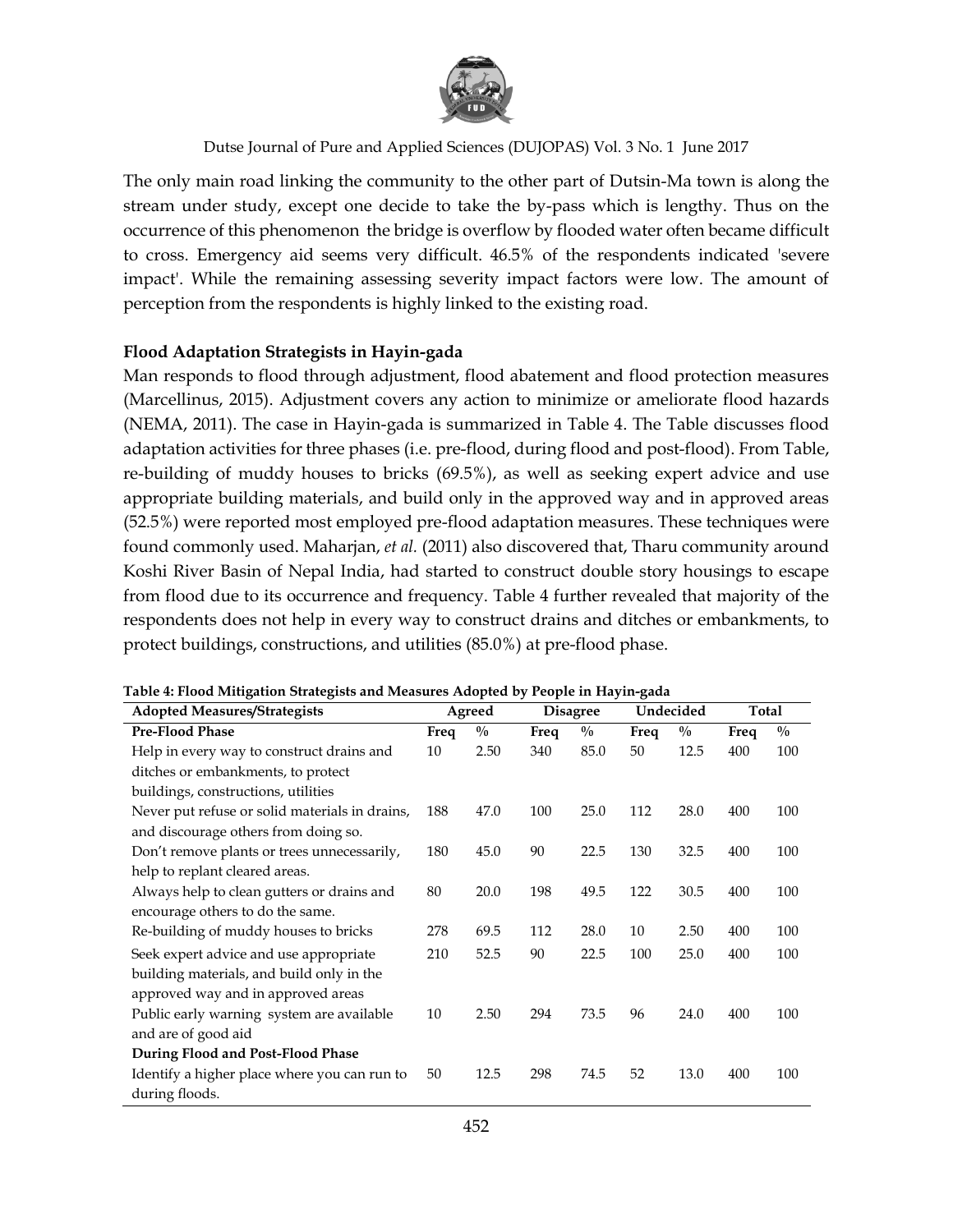The only main road linking the community to the other part of Dutsin-Ma town is along the stream under study, except one decide to take the by-pass which is lengthy. Thus on the occurrence of this phenomenon the bridge is overflow by flooded water often became difficult to cross. Emergency aid seems very difficult. 46.5% of the respondents indicated 'severe impact'. While the remaining assessing severity impact factors were low. The amount of perception from the respondents is highly linked to the existing road.

### Flood Adaptation Strategists in Hayin-gada

Man responds to flood through adjustment, flood abatement and flood protection measures (Marcellinus, 2015). Adjustment covers any action to minimize or ameliorate flood hazards (NEMA, 2011). The case in Hayin-gada is summarized in Table 4. The Table discusses flood adaptation activities for three phases (i.e. pre-flood, during flood and post-flood). From Table, re-building of muddy houses to bricks (69.5%), as well as seeking expert advice and use appropriate building materials, and build only in the approved way and in approved areas (52.5%) were reported most employed pre-flood adaptation measures. These techniques were found commonly used. Maharjan, *et al.* (2011) also discovered that, Tharu community around Koshi River Basin of Nepal India, had started to construct double story housings to escape from flood due to its occurrence and frequency. Table 4 further revealed that majority of the respondents does not help in every way to construct drains and ditches or embankments, to protect buildings, constructions, and utilities (85.0%) at pre-flood phase.

**Table 4: Flood Mitigation Strategists and Measures Adopted by People in Hayin-gada**

| Adopted Measures/Strategists | Agreed | | Disagree | | Undecided | | Total | |
|---|---|---|---|---|---|---|---|---|
| **Pre-Flood Phase** | **Freq** | **%** | **Freq** | **%** | **Freq** | **%** | **Freq** | **%** |
| Help in every way to construct drains and ditches or embankments, to protect buildings, constructions, utilities | 10 | 2.50 | 340 | 85.0 | 50 | 12.5 | 400 | 100 |
| Never put refuse or solid materials in drains, and discourage others from doing so. | 188 | 47.0 | 100 | 25.0 | 112 | 28.0 | 400 | 100 |
| Don't remove plants or trees unnecessarily, help to replant cleared areas. | 180 | 45.0 | 90 | 22.5 | 130 | 32.5 | 400 | 100 |
| Always help to clean gutters or drains and encourage others to do the same. | 80 | 20.0 | 198 | 49.5 | 122 | 30.5 | 400 | 100 |
| Re-building of muddy houses to bricks | 278 | 69.5 | 112 | 28.0 | 10 | 2.50 | 400 | 100 |
| Seek expert advice and use appropriate building materials, and build only in the approved way and in approved areas | 210 | 52.5 | 90 | 22.5 | 100 | 25.0 | 400 | 100 |
| Public early warning system are available and are of good aid | 10 | 2.50 | 294 | 73.5 | 96 | 24.0 | 400 | 100 |
| **During Flood and Post-Flood Phase** | | | | | | | | |
| Identify a higher place where you can run to during floods. | 50 | 12.5 | 298 | 74.5 | 52 | 13.0 | 400 | 100 |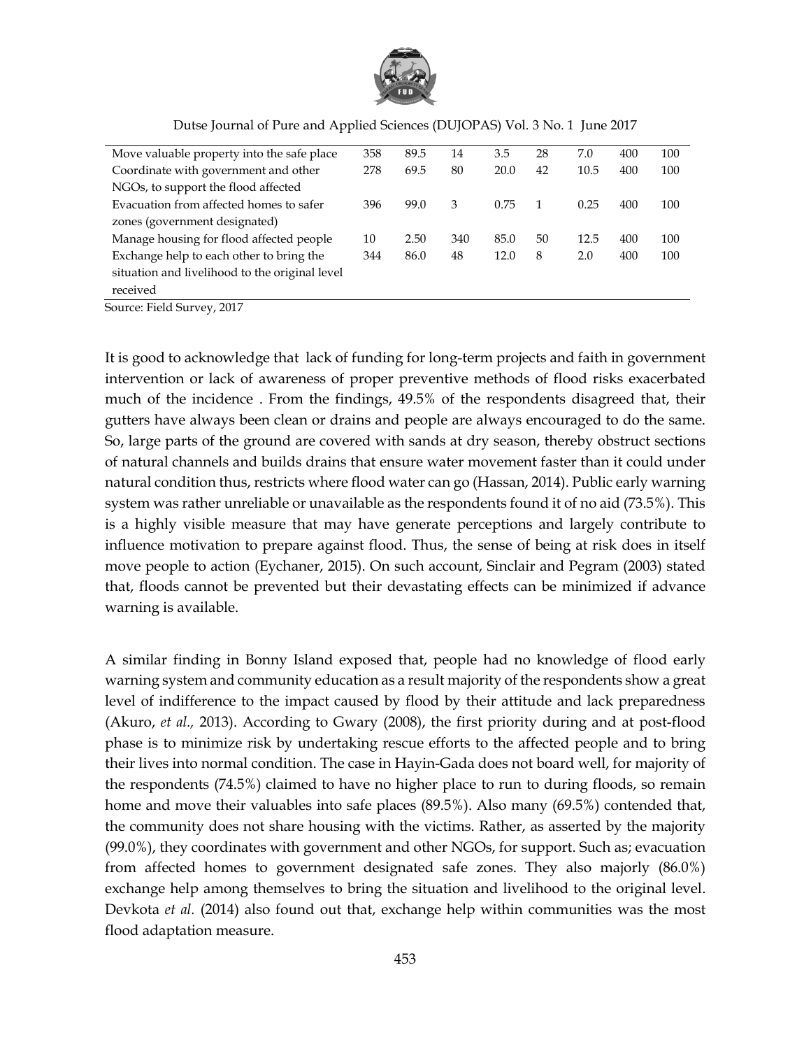| | | | | | | | | |
|---|---|---|---|---|---|---|---|---|
| Move valuable property into the safe place | 358 | 89.5 | 14 | 3.5 | 28 | 7.0 | 400 | 100 |
| Coordinate with government and other NGOs, to support the flood affected | 278 | 69.5 | 80 | 20.0 | 42 | 10.5 | 400 | 100 |
| Evacuation from affected homes to safer zones (government designated) | 396 | 99.0 | 3 | 0.75 | 1 | 0.25 | 400 | 100 |
| Manage housing for flood affected people | 10 | 2.50 | 340 | 85.0 | 50 | 12.5 | 400 | 100 |
| Exchange help to each other to bring the situation and livelihood to the original level received | 344 | 86.0 | 48 | 12.0 | 8 | 2.0 | 400 | 100 |

Source: Field Survey, 2017

It is good to acknowledge that lack of funding for long-term projects and faith in government intervention or lack of awareness of proper preventive methods of flood risks exacerbated much of the incidence . From the findings, 49.5% of the respondents disagreed that, their gutters have always been clean or drains and people are always encouraged to do the same. So, large parts of the ground are covered with sands at dry season, thereby obstruct sections of natural channels and builds drains that ensure water movement faster than it could under natural condition thus, restricts where flood water can go (Hassan, 2014). Public early warning system was rather unreliable or unavailable as the respondents found it of no aid (73.5%). This is a highly visible measure that may have generate perceptions and largely contribute to influence motivation to prepare against flood. Thus, the sense of being at risk does in itself move people to action (Eychaner, 2015). On such account, Sinclair and Pegram (2003) stated that, floods cannot be prevented but their devastating effects can be minimized if advance warning is available.

A similar finding in Bonny Island exposed that, people had no knowledge of flood early warning system and community education as a result majority of the respondents show a great level of indifference to the impact caused by flood by their attitude and lack preparedness (Akuro, *et al.,* 2013). According to Gwary (2008), the first priority during and at post-flood phase is to minimize risk by undertaking rescue efforts to the affected people and to bring their lives into normal condition. The case in Hayin-Gada does not board well, for majority of the respondents (74.5%) claimed to have no higher place to run to during floods, so remain home and move their valuables into safe places (89.5%). Also many (69.5%) contended that, the community does not share housing with the victims. Rather, as asserted by the majority (99.0%), they coordinates with government and other NGOs, for support. Such as; evacuation from affected homes to government designated safe zones. They also majorly (86.0%) exchange help among themselves to bring the situation and livelihood to the original level. Devkota *et al.* (2014) also found out that, exchange help within communities was the most flood adaptation measure.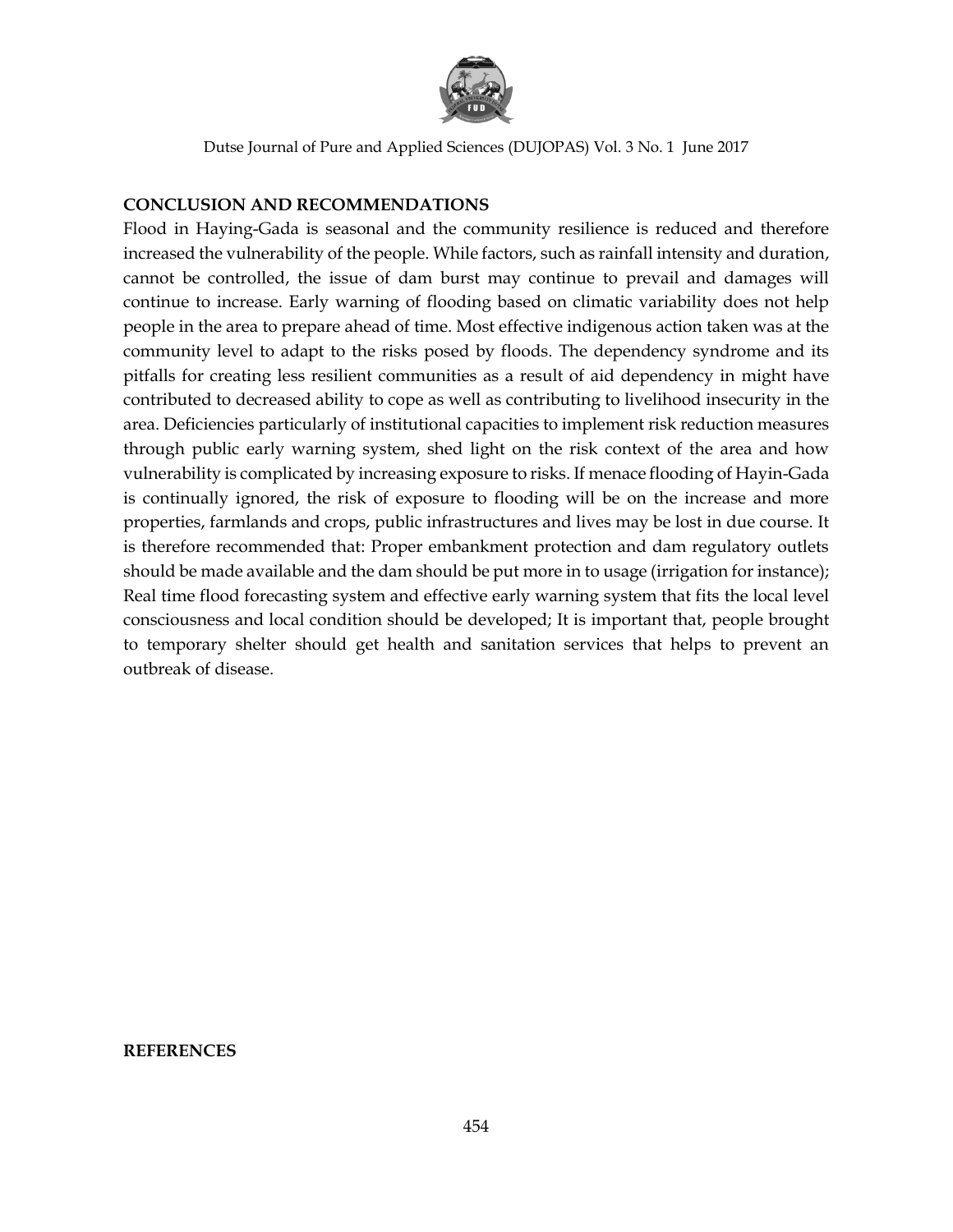## CONCLUSION AND RECOMMENDATIONS

Flood in Haying-Gada is seasonal and the community resilience is reduced and therefore increased the vulnerability of the people. While factors, such as rainfall intensity and duration, cannot be controlled, the issue of dam burst may continue to prevail and damages will continue to increase. Early warning of flooding based on climatic variability does not help people in the area to prepare ahead of time. Most effective indigenous action taken was at the community level to adapt to the risks posed by floods. The dependency syndrome and its pitfalls for creating less resilient communities as a result of aid dependency in might have contributed to decreased ability to cope as well as contributing to livelihood insecurity in the area. Deficiencies particularly of institutional capacities to implement risk reduction measures through public early warning system, shed light on the risk context of the area and how vulnerability is complicated by increasing exposure to risks. If menace flooding of Hayin-Gada is continually ignored, the risk of exposure to flooding will be on the increase and more properties, farmlands and crops, public infrastructures and lives may be lost in due course. It is therefore recommended that: Proper embankment protection and dam regulatory outlets should be made available and the dam should be put more in to usage (irrigation for instance); Real time flood forecasting system and effective early warning system that fits the local level consciousness and local condition should be developed; It is important that, people brought to temporary shelter should get health and sanitation services that helps to prevent an outbreak of disease.

## REFERENCES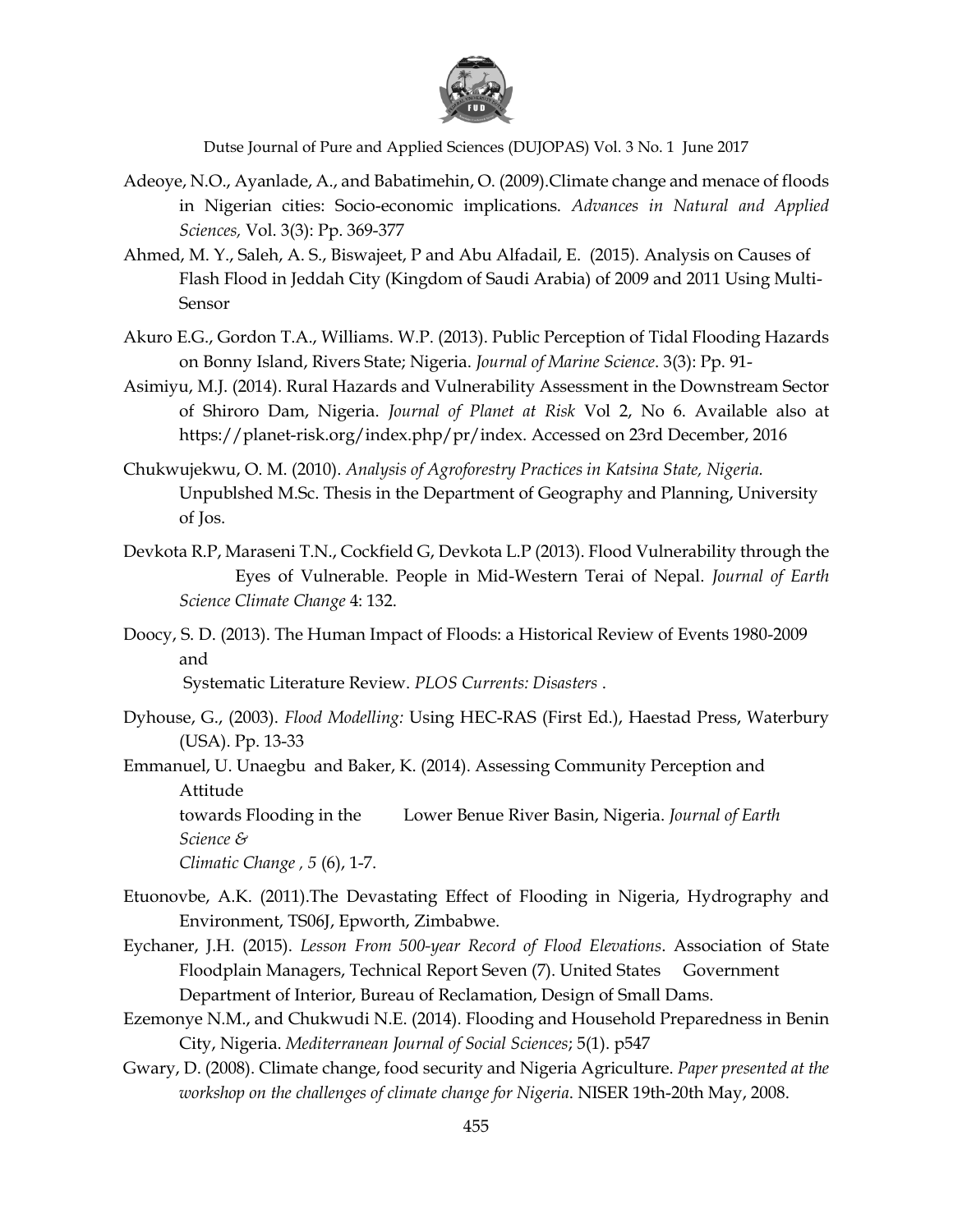Adeoye, N.O., Ayanlade, A., and Babatimehin, O. (2009).Climate change and menace of floods in Nigerian cities: Socio-economic implications. *Advances in Natural and Applied Sciences,* Vol. 3(3): Pp. 369-377

Ahmed, M. Y., Saleh, A. S., Biswajeet, P and Abu Alfadail, E. (2015). Analysis on Causes of Flash Flood in Jeddah City (Kingdom of Saudi Arabia) of 2009 and 2011 Using Multi-Sensor

Akuro E.G., Gordon T.A., Williams. W.P. (2013). Public Perception of Tidal Flooding Hazards on Bonny Island, Rivers State; Nigeria. *Journal of Marine Science*. 3(3): Pp. 91-

Asimiyu, M.J. (2014). Rural Hazards and Vulnerability Assessment in the Downstream Sector of Shiroro Dam, Nigeria. *Journal of Planet at Risk* Vol 2, No 6. Available also at https://planet-risk.org/index.php/pr/index. Accessed on 23rd December, 2016

Chukwujekwu, O. M. (2010). *Analysis of Agroforestry Practices in Katsina State, Nigeria.* Unpublshed M.Sc. Thesis in the Department of Geography and Planning, University of Jos.

Devkota R.P, Maraseni T.N., Cockfield G, Devkota L.P (2013). Flood Vulnerability through the Eyes of Vulnerable. People in Mid-Western Terai of Nepal. *Journal of Earth Science Climate Change* 4: 132.

Doocy, S. D. (2013). The Human Impact of Floods: a Historical Review of Events 1980-2009 and Systematic Literature Review. *PLOS Currents: Disasters* .

Dyhouse, G., (2003). *Flood Modelling:* Using HEC-RAS (First Ed.), Haestad Press, Waterbury (USA). Pp. 13-33

Emmanuel, U. Unaegbu and Baker, K. (2014). Assessing Community Perception and Attitude towards Flooding in the Lower Benue River Basin, Nigeria. *Journal of Earth Science & Climatic Change , 5* (6), 1-7.

Etuonovbe, A.K. (2011).The Devastating Effect of Flooding in Nigeria, Hydrography and Environment, TS06J, Epworth, Zimbabwe.

Eychaner, J.H. (2015). *Lesson From 500-year Record of Flood Elevations*. Association of State Floodplain Managers, Technical Report Seven (7). United States Government Department of Interior, Bureau of Reclamation, Design of Small Dams.

Ezemonye N.M., and Chukwudi N.E. (2014). Flooding and Household Preparedness in Benin City, Nigeria. *Mediterranean Journal of Social Sciences*; 5(1). p547

Gwary, D. (2008). Climate change, food security and Nigeria Agriculture. *Paper presented at the workshop on the challenges of climate change for Nigeria*. NISER 19th-20th May, 2008.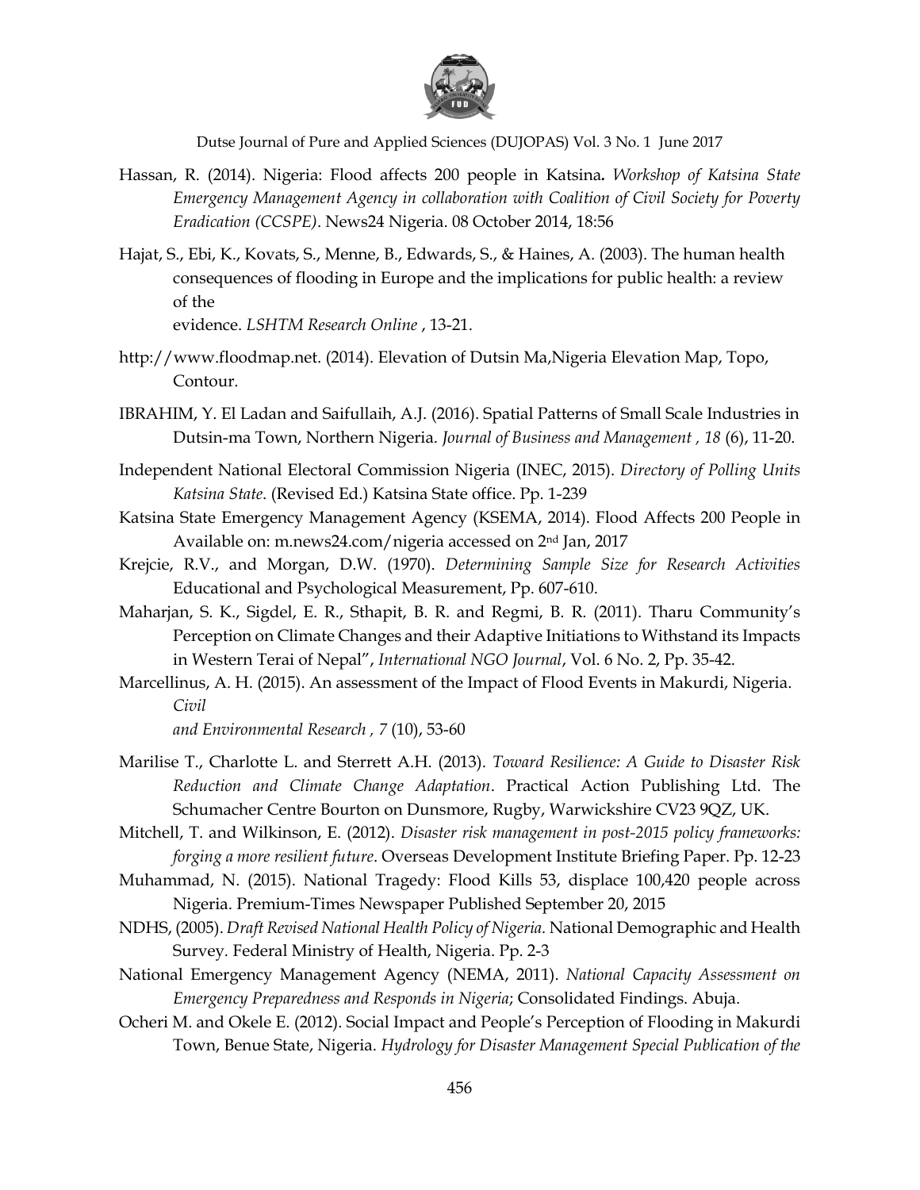Hassan, R. (2014). Nigeria: Flood affects 200 people in Katsina**.** *Workshop of Katsina State Emergency Management Agency in collaboration with Coalition of Civil Society for Poverty Eradication (CCSPE)*. News24 Nigeria. 08 October 2014, 18:56

Hajat, S., Ebi, K., Kovats, S., Menne, B., Edwards, S., & Haines, A. (2003). The human health consequences of flooding in Europe and the implications for public health: a review of the evidence. *LSHTM Research Online* , 13-21.

http://www.floodmap.net. (2014). Elevation of Dutsin Ma,Nigeria Elevation Map, Topo, Contour.

IBRAHIM, Y. El Ladan and Saifullaih, A.J. (2016). Spatial Patterns of Small Scale Industries in Dutsin-ma Town, Northern Nigeria. *Journal of Business and Management , 18* (6), 11-20.

Independent National Electoral Commission Nigeria (INEC, 2015). *Directory of Polling Units Katsina State*. (Revised Ed.) Katsina State office. Pp. 1-239

Katsina State Emergency Management Agency (KSEMA, 2014). Flood Affects 200 People in Available on: m.news24.com/nigeria accessed on 2nd Jan, 2017

Krejcie, R.V., and Morgan, D.W. (1970). *Determining Sample Size for Research Activities* Educational and Psychological Measurement, Pp. 607-610.

Maharjan, S. K., Sigdel, E. R., Sthapit, B. R. and Regmi, B. R. (2011). Tharu Community's Perception on Climate Changes and their Adaptive Initiations to Withstand its Impacts in Western Terai of Nepal", *International NGO Journal*, Vol. 6 No. 2, Pp. 35-42.

Marcellinus, A. H. (2015). An assessment of the Impact of Flood Events in Makurdi, Nigeria. *Civil and Environmental Research , 7* (10), 53-60

Marilise T., Charlotte L. and Sterrett A.H. (2013). *Toward Resilience: A Guide to Disaster Risk Reduction and Climate Change Adaptation*. Practical Action Publishing Ltd. The Schumacher Centre Bourton on Dunsmore, Rugby, Warwickshire CV23 9QZ, UK.

Mitchell, T. and Wilkinson, E. (2012). *Disaster risk management in post-2015 policy frameworks: forging a more resilient future*. Overseas Development Institute Briefing Paper. Pp. 12-23

Muhammad, N. (2015). National Tragedy: Flood Kills 53, displace 100,420 people across Nigeria. Premium-Times Newspaper Published September 20, 2015

NDHS, (2005). *Draft Revised National Health Policy of Nigeria.* National Demographic and Health Survey. Federal Ministry of Health, Nigeria. Pp. 2-3

National Emergency Management Agency (NEMA, 2011). *National Capacity Assessment on Emergency Preparedness and Responds in Nigeria*; Consolidated Findings. Abuja.

Ocheri M. and Okele E. (2012). Social Impact and People's Perception of Flooding in Makurdi Town, Benue State, Nigeria. *Hydrology for Disaster Management Special Publication of the*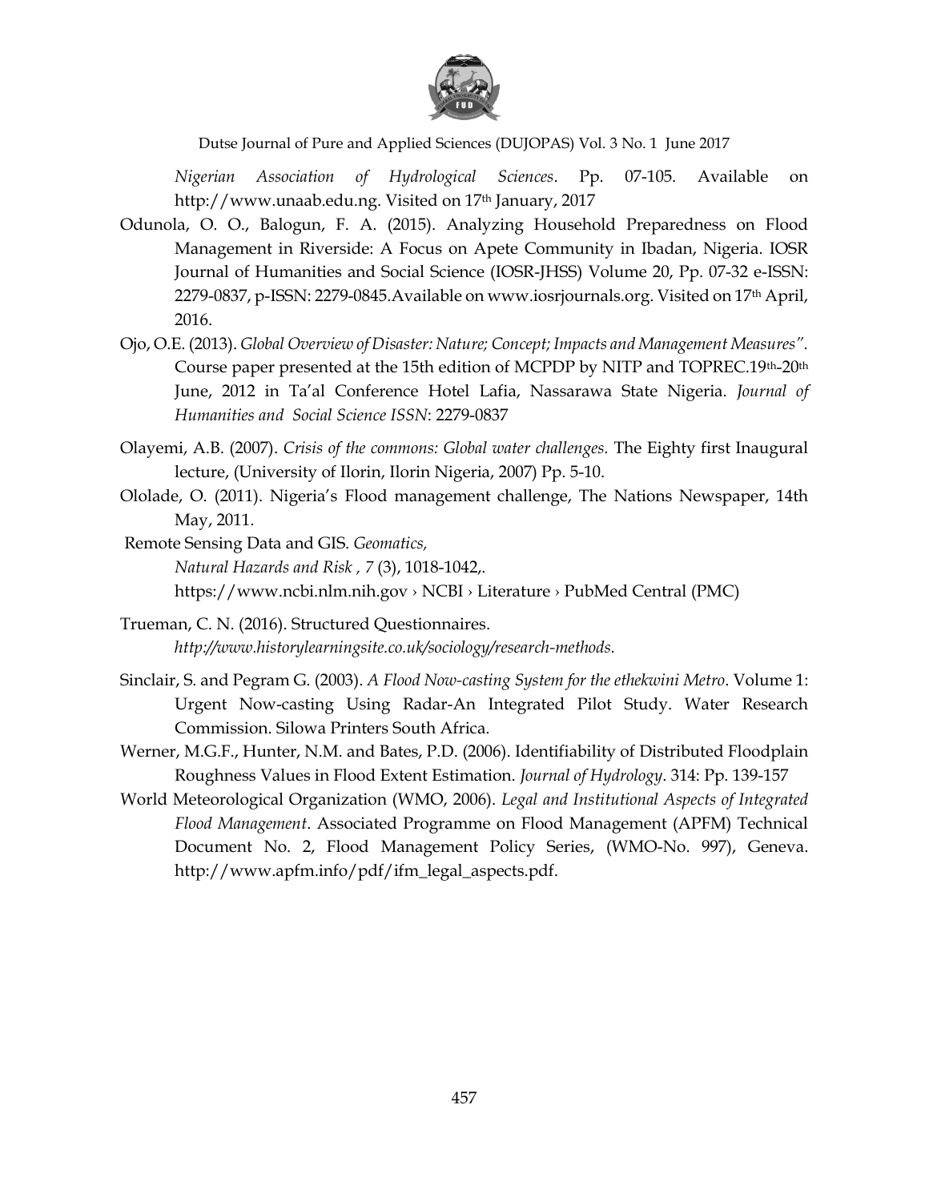*Nigerian Association of Hydrological Sciences*. Pp. 07-105. Available on http://www.unaab.edu.ng. Visited on 17th January, 2017

Odunola, O. O., Balogun, F. A. (2015). Analyzing Household Preparedness on Flood Management in Riverside: A Focus on Apete Community in Ibadan, Nigeria. IOSR Journal of Humanities and Social Science (IOSR-JHSS) Volume 20, Pp. 07-32 e-ISSN: 2279-0837, p-ISSN: 2279-0845.Available on www.iosrjournals.org. Visited on 17th April, 2016.

Ojo, O.E. (2013). *Global Overview of Disaster: Nature; Concept; Impacts and Management Measures".* Course paper presented at the 15th edition of MCPDP by NITP and TOPREC.19th-20th June, 2012 in Ta'al Conference Hotel Lafia, Nassarawa State Nigeria. *Journal of Humanities and Social Science ISSN*: 2279-0837

Olayemi, A.B. (2007). *Crisis of the commons: Global water challenges.* The Eighty first Inaugural lecture, (University of Ilorin, Ilorin Nigeria, 2007) Pp. 5-10.

Ololade, O. (2011). Nigeria's Flood management challenge, The Nations Newspaper, 14th May, 2011.

Remote Sensing Data and GIS. *Geomatics, Natural Hazards and Risk , 7* (3), 1018-1042,. https://www.ncbi.nlm.nih.gov › NCBI › Literature › PubMed Central (PMC)

Trueman, C. N. (2016). Structured Questionnaires. *http://www.historylearningsite.co.uk/sociology/research-methods.*

Sinclair, S. and Pegram G. (2003). *A Flood Now-casting System for the ethekwini Metro*. Volume 1: Urgent Now-casting Using Radar-An Integrated Pilot Study. Water Research Commission. Silowa Printers South Africa.

Werner, M.G.F., Hunter, N.M. and Bates, P.D. (2006). Identifiability of Distributed Floodplain Roughness Values in Flood Extent Estimation. *Journal of Hydrology*. 314: Pp. 139-157

World Meteorological Organization (WMO, 2006). *Legal and Institutional Aspects of Integrated Flood Management*. Associated Programme on Flood Management (APFM) Technical Document No. 2, Flood Management Policy Series, (WMO-No. 997), Geneva. http://www.apfm.info/pdf/ifm_legal_aspects.pdf.